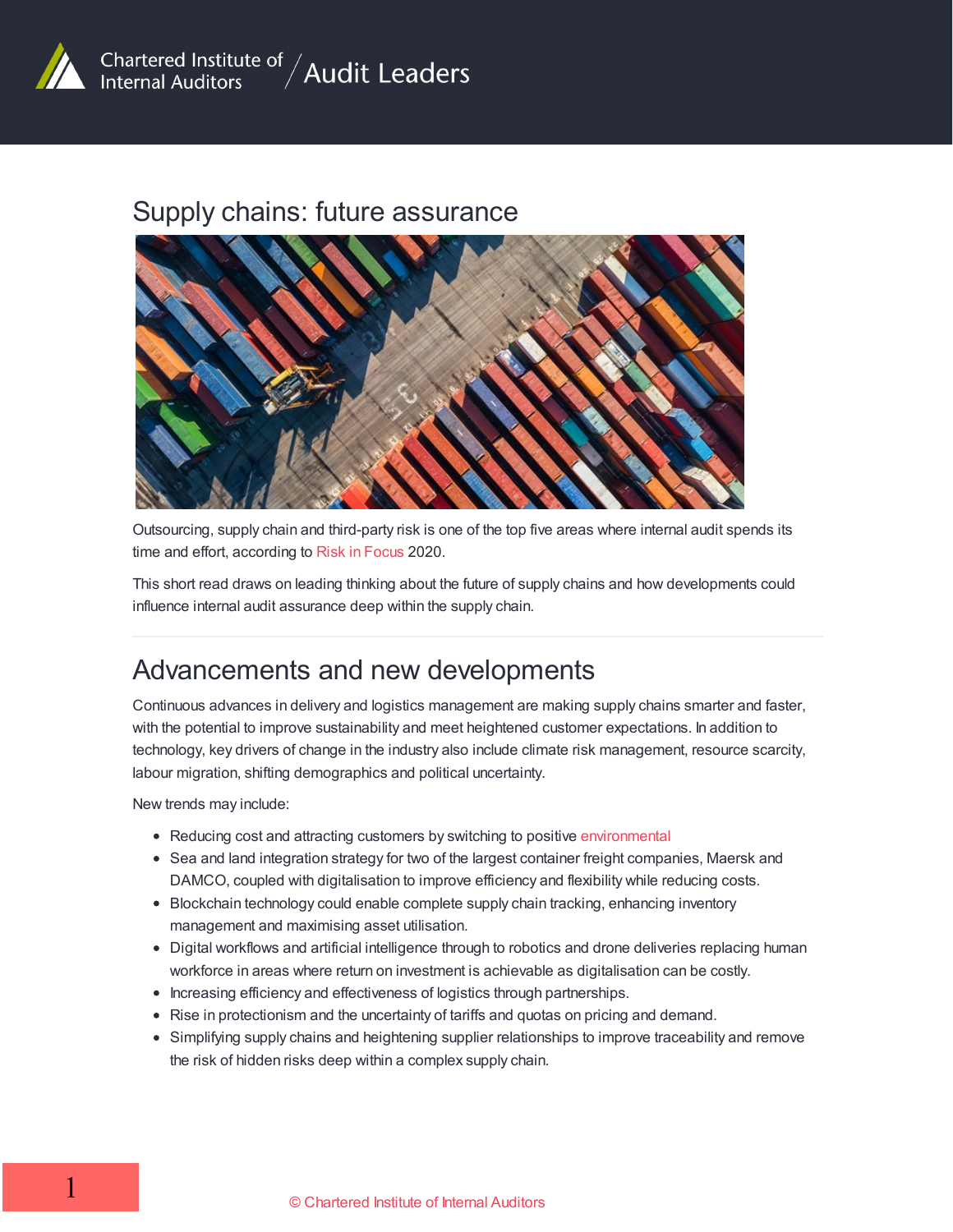Chartered Institute of Internal Auditors / Audit Leaders

# Supply chains: future assurance

Outsourcing, supply chain and third-party risk is one of the top five areas where internal audit spends its time and effort, according to Risk in Focus 2020.

This short read draws on leading thinking about the future of supply chains and how developments could influence internal audit assurance deep within the supply chain.

---

## Advancements and new developments

Continuous advances in delivery and logistics management are making supply chains smarter and faster, with the potential to improve sustainability and meet heightened customer expectations. In addition to technology, key drivers of change in the industry also include climate risk management, resource scarcity, labour migration, shifting demographics and political uncertainty.

New trends may include:

- Reducing cost and attracting customers by switching to positive environmental
- Sea and land integration strategy for two of the largest container freight companies, Maersk and DAMCO, coupled with digitalisation to improve efficiency and flexibility while reducing costs.
- Blockchain technology could enable complete supply chain tracking, enhancing inventory management and maximising asset utilisation.
- Digital workflows and artificial intelligence through to robotics and drone deliveries replacing human workforce in areas where return on investment is achievable as digitalisation can be costly.
- Increasing efficiency and effectiveness of logistics through partnerships.
- Rise in protectionism and the uncertainty of tariffs and quotas on pricing and demand.
- Simplifying supply chains and heightening supplier relationships to improve traceability and remove the risk of hidden risks deep within a complex supply chain.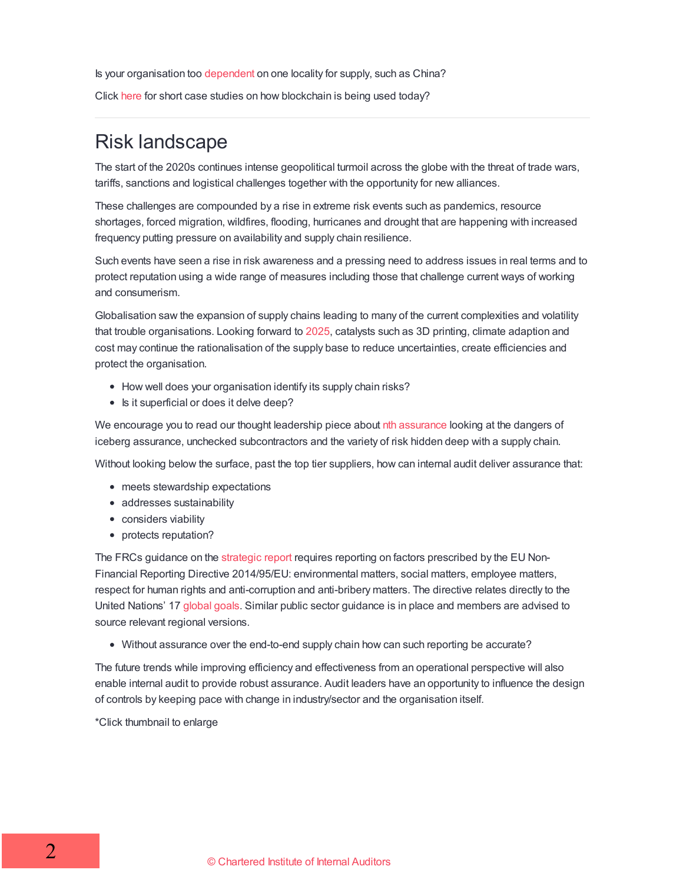Is your organisation too dependent on one locality for supply, such as China?

Click here for short case studies on how blockchain is being used today?

## Risk landscape

The start of the 2020s continues intense geopolitical turmoil across the globe with the threat of trade wars, tariffs, sanctions and logistical challenges together with the opportunity for new alliances.

These challenges are compounded by a rise in extreme risk events such as pandemics, resource shortages, forced migration, wildfires, flooding, hurricanes and drought that are happening with increased frequency putting pressure on availability and supply chain resilience.

Such events have seen a rise in risk awareness and a pressing need to address issues in real terms and to protect reputation using a wide range of measures including those that challenge current ways of working and consumerism.

Globalisation saw the expansion of supply chains leading to many of the current complexities and volatility that trouble organisations. Looking forward to 2025, catalysts such as 3D printing, climate adaption and cost may continue the rationalisation of the supply base to reduce uncertainties, create efficiencies and protect the organisation.

- How well does your organisation identify its supply chain risks?
- Is it superficial or does it delve deep?

We encourage you to read our thought leadership piece about nth assurance looking at the dangers of iceberg assurance, unchecked subcontractors and the variety of risk hidden deep with a supply chain.

Without looking below the surface, past the top tier suppliers, how can internal audit deliver assurance that:

- meets stewardship expectations
- addresses sustainability
- considers viability
- protects reputation?

The FRCs guidance on the strategic report requires reporting on factors prescribed by the EU Non-Financial Reporting Directive 2014/95/EU: environmental matters, social matters, employee matters, respect for human rights and anti-corruption and anti-bribery matters. The directive relates directly to the United Nations' 17 global goals. Similar public sector guidance is in place and members are advised to source relevant regional versions.

- Without assurance over the end-to-end supply chain how can such reporting be accurate?

The future trends while improving efficiency and effectiveness from an operational perspective will also enable internal audit to provide robust assurance. Audit leaders have an opportunity to influence the design of controls by keeping pace with change in industry/sector and the organisation itself.

*Click thumbnail to enlarge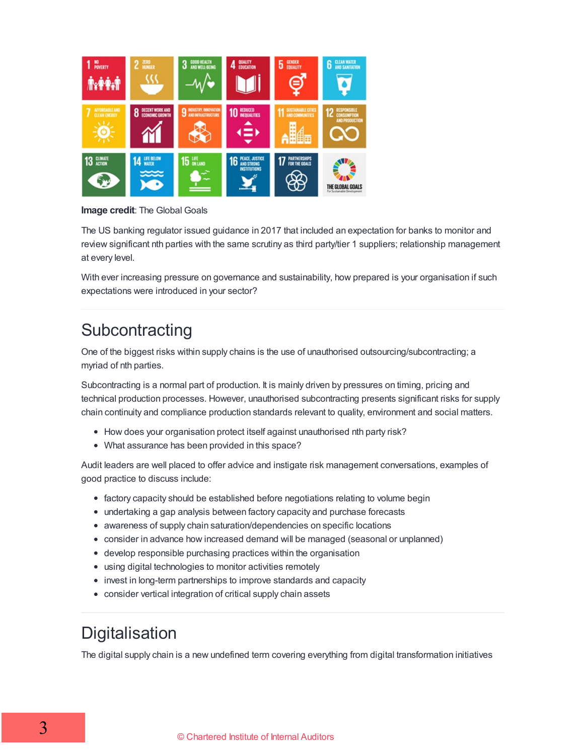**Image credit**: The Global Goals

The US banking regulator issued guidance in 2017 that included an expectation for banks to monitor and review significant nth parties with the same scrutiny as third party/tier 1 suppliers; relationship management at every level.

With ever increasing pressure on governance and sustainability, how prepared is your organisation if such expectations were introduced in your sector?

## Subcontracting

One of the biggest risks within supply chains is the use of unauthorised outsourcing/subcontracting; a myriad of nth parties.

Subcontracting is a normal part of production. It is mainly driven by pressures on timing, pricing and technical production processes. However, unauthorised subcontracting presents significant risks for supply chain continuity and compliance production standards relevant to quality, environment and social matters.

- How does your organisation protect itself against unauthorised nth party risk?
- What assurance has been provided in this space?

Audit leaders are well placed to offer advice and instigate risk management conversations, examples of good practice to discuss include:

- factory capacity should be established before negotiations relating to volume begin
- undertaking a gap analysis between factory capacity and purchase forecasts
- awareness of supply chain saturation/dependencies on specific locations
- consider in advance how increased demand will be managed (seasonal or unplanned)
- develop responsible purchasing practices within the organisation
- using digital technologies to monitor activities remotely
- invest in long-term partnerships to improve standards and capacity
- consider vertical integration of critical supply chain assets

## Digitalisation

The digital supply chain is a new undefined term covering everything from digital transformation initiatives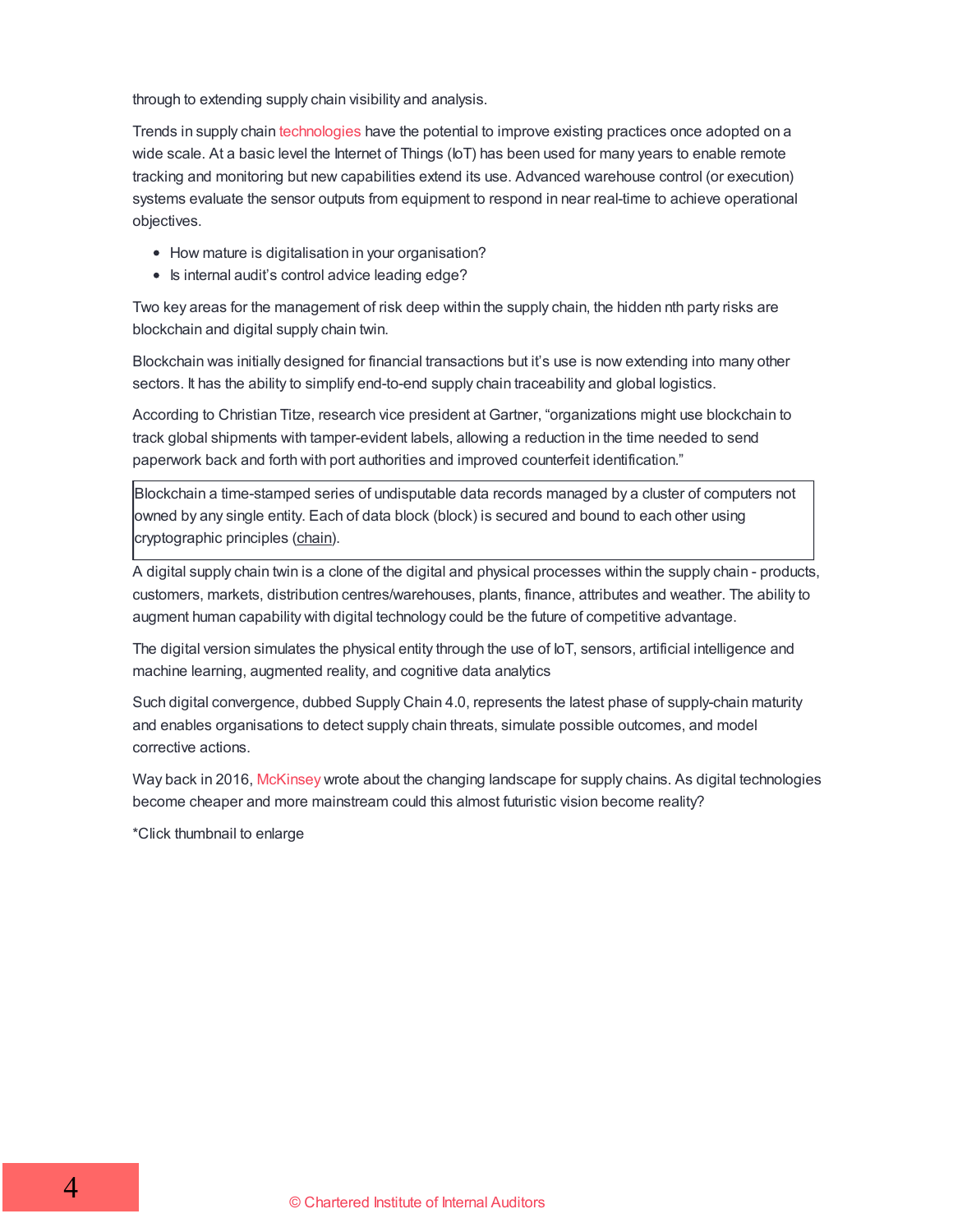through to extending supply chain visibility and analysis.

Trends in supply chain technologies have the potential to improve existing practices once adopted on a wide scale. At a basic level the Internet of Things (IoT) has been used for many years to enable remote tracking and monitoring but new capabilities extend its use. Advanced warehouse control (or execution) systems evaluate the sensor outputs from equipment to respond in near real-time to achieve operational objectives.

- How mature is digitalisation in your organisation?
- Is internal audit's control advice leading edge?

Two key areas for the management of risk deep within the supply chain, the hidden nth party risks are blockchain and digital supply chain twin.

Blockchain was initially designed for financial transactions but it's use is now extending into many other sectors. It has the ability to simplify end-to-end supply chain traceability and global logistics.

According to Christian Titze, research vice president at Gartner, "organizations might use blockchain to track global shipments with tamper-evident labels, allowing a reduction in the time needed to send paperwork back and forth with port authorities and improved counterfeit identification."

> Blockchain a time-stamped series of undisputable data records managed by a cluster of computers not owned by any single entity. Each of data block (block) is secured and bound to each other using cryptographic principles (chain).

A digital supply chain twin is a clone of the digital and physical processes within the supply chain - products, customers, markets, distribution centres/warehouses, plants, finance, attributes and weather. The ability to augment human capability with digital technology could be the future of competitive advantage.

The digital version simulates the physical entity through the use of IoT, sensors, artificial intelligence and machine learning, augmented reality, and cognitive data analytics

Such digital convergence, dubbed Supply Chain 4.0, represents the latest phase of supply-chain maturity and enables organisations to detect supply chain threats, simulate possible outcomes, and model corrective actions.

Way back in 2016, McKinsey wrote about the changing landscape for supply chains. As digital technologies become cheaper and more mainstream could this almost futuristic vision become reality?

*Click thumbnail to enlarge

© Chartered Institute of Internal Auditors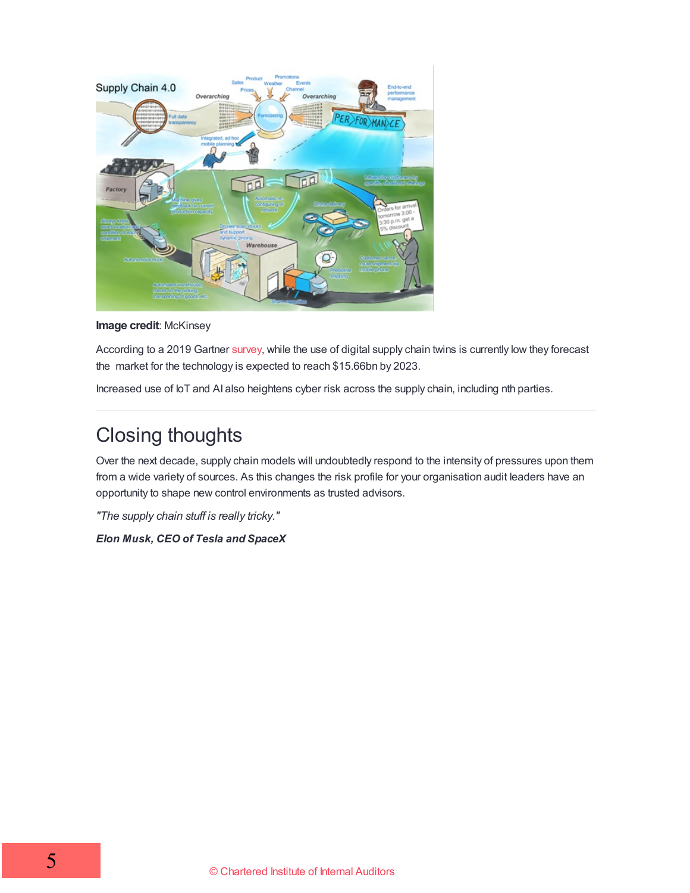**Image credit**: McKinsey

According to a 2019 Gartner survey, while the use of digital supply chain twins is currently low they forecast the market for the technology is expected to reach $15.66bn by 2023.

Increased use of IoT and AI also heightens cyber risk across the supply chain, including nth parties.

## Closing thoughts

Over the next decade, supply chain models will undoubtedly respond to the intensity of pressures upon them from a wide variety of sources. As this changes the risk profile for your organisation audit leaders have an opportunity to shape new control environments as trusted advisors.

*"The supply chain stuff is really tricky."*

***Elon Musk, CEO of Tesla and SpaceX***

© Chartered Institute of Internal Auditors